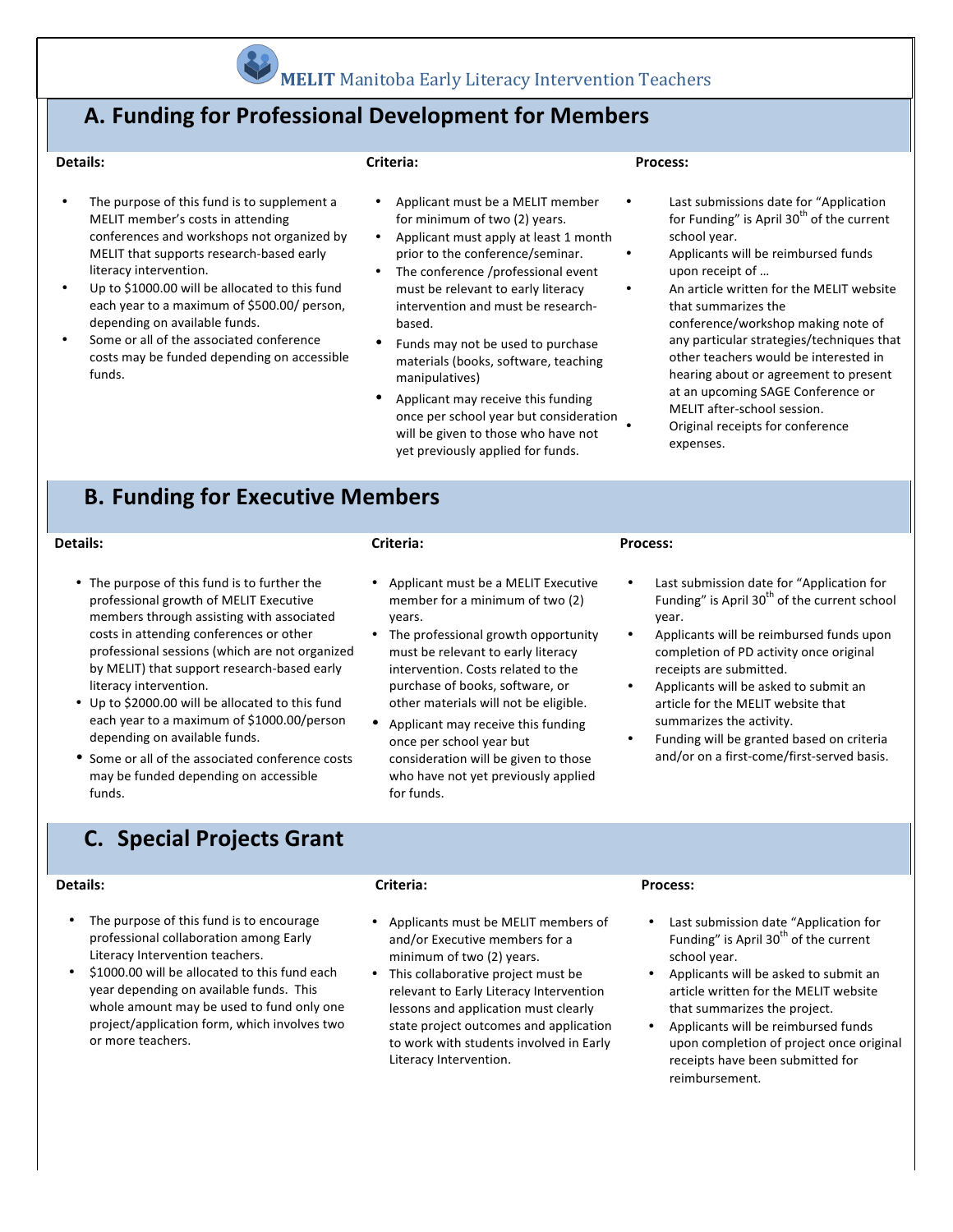**MELIT** Manitoba Early Literacy Intervention Teachers

## A. Funding for Professional Development for Members

**Details:**

- The purpose of this fund is to supplement a MELIT member's costs in attending conferences and workshops not organized by MELIT that supports research-based early literacy intervention.
- Up to $1000.00 will be allocated to this fund each year to a maximum of $500.00/ person, depending on available funds.
- Some or all of the associated conference costs may be funded depending on accessible funds.

**Criteria:**

- Applicant must be a MELIT member for minimum of two (2) years.
- Applicant must apply at least 1 month prior to the conference/seminar.
- The conference /professional event must be relevant to early literacy intervention and must be research-based.
- Funds may not be used to purchase materials (books, software, teaching manipulatives)
- Applicant may receive this funding once per school year but consideration will be given to those who have not yet previously applied for funds.

**Process:**

- Last submissions date for "Application for Funding" is April 30th of the current school year.
- Applicants will be reimbursed funds upon receipt of …
- An article written for the MELIT website that summarizes the conference/workshop making note of any particular strategies/techniques that other teachers would be interested in hearing about or agreement to present at an upcoming SAGE Conference or MELIT after-school session.
- Original receipts for conference expenses.

## B. Funding for Executive Members

**Details:**

- The purpose of this fund is to further the professional growth of MELIT Executive members through assisting with associated costs in attending conferences or other professional sessions (which are not organized by MELIT) that support research-based early literacy intervention.
- Up to $2000.00 will be allocated to this fund each year to a maximum of $1000.00/person depending on available funds.
- Some or all of the associated conference costs may be funded depending on accessible funds.

**Criteria:**

- Applicant must be a MELIT Executive member for a minimum of two (2) years.
- The professional growth opportunity must be relevant to early literacy intervention. Costs related to the purchase of books, software, or other materials will not be eligible.
- Applicant may receive this funding once per school year but consideration will be given to those who have not yet previously applied for funds.

**Process:**

- Last submission date for "Application for Funding" is April 30th of the current school year.
- Applicants will be reimbursed funds upon completion of PD activity once original receipts are submitted.
- Applicants will be asked to submit an article for the MELIT website that summarizes the activity.
- Funding will be granted based on criteria and/or on a first-come/first-served basis.

## C. Special Projects Grant

**Details:**

- The purpose of this fund is to encourage professional collaboration among Early Literacy Intervention teachers.
- $1000.00 will be allocated to this fund each year depending on available funds. This whole amount may be used to fund only one project/application form, which involves two or more teachers.

**Criteria:**

- Applicants must be MELIT members of and/or Executive members for a minimum of two (2) years.
- This collaborative project must be relevant to Early Literacy Intervention lessons and application must clearly state project outcomes and application to work with students involved in Early Literacy Intervention.

**Process:**

- Last submission date "Application for Funding" is April 30th of the current school year.
- Applicants will be asked to submit an article written for the MELIT website that summarizes the project.
- Applicants will be reimbursed funds upon completion of project once original receipts have been submitted for reimbursement.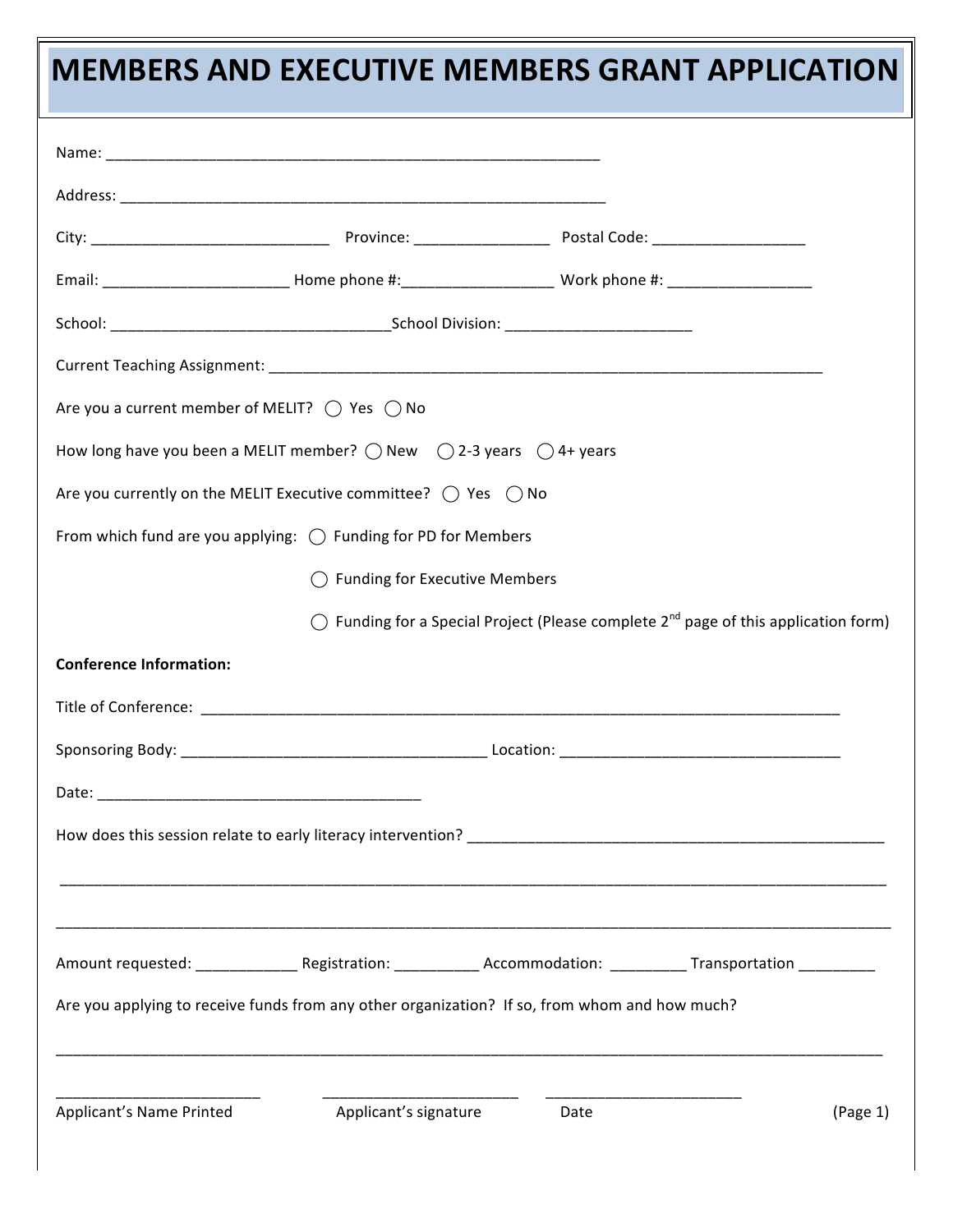# MEMBERS AND EXECUTIVE MEMBERS GRANT APPLICATION

Name: ___________________________________________________________

Address: __________________________________________________________

City: ____________________________ Province: ________________ Postal Code: __________________

Email: ______________________ Home phone #:__________________ Work phone #: _________________

School: _________________________________School Division: ______________________

Current Teaching Assignment: __________________________________________________________________

Are you a current member of MELIT? ◯ Yes ◯ No

How long have you been a MELIT member? ◯ New ◯ 2-3 years ◯ 4+ years

Are you currently on the MELIT Executive committee? ◯ Yes ◯ No

From which fund are you applying: ◯ Funding for PD for Members

◯ Funding for Executive Members

◯ Funding for a Special Project (Please complete 2nd page of this application form)

**Conference Information:**

Title of Conference: ________________________________________________________________________

Sponsoring Body: ____________________________________ Location: _________________________________

Date: ______________________________________

How does this session relate to early literacy intervention? ___________________________________________________

_____________________________________________________________________________________________________

_____________________________________________________________________________________________________

Amount requested: ____________ Registration: __________ Accommodation: _________ Transportation _________

Are you applying to receive funds from any other organization? If so, from whom and how much?

_____________________________________________________________________________________________________

________________________ ________________________ _______________________

Applicant's Name Printed Applicant's signature Date

(Page 1)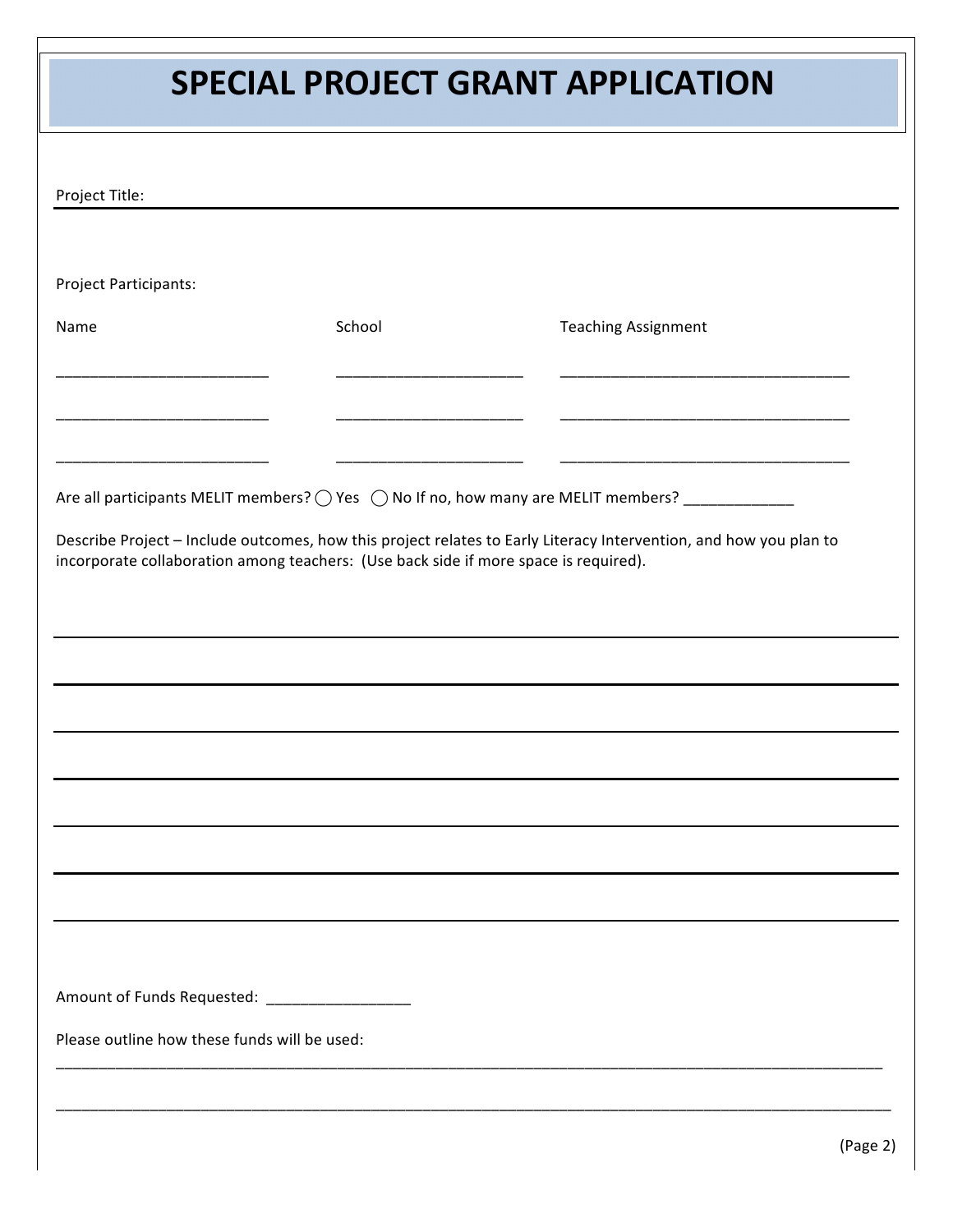# SPECIAL PROJECT GRANT APPLICATION

Project Title: ____________________________________________

Project Participants:

| Name | School | Teaching Assignment |
| --- | --- | --- |
| _________________________ | ______________________ | __________________________________ |
| _________________________ | ______________________ | __________________________________ |
| _________________________ | ______________________ | __________________________________ |

Are all participants MELIT members? ◯ Yes ◯ No If no, how many are MELIT members? _____________

Describe Project – Include outcomes, how this project relates to Early Literacy Intervention, and how you plan to incorporate collaboration among teachers: (Use back side if more space is required).

____________________________________________

____________________________________________

____________________________________________

____________________________________________

____________________________________________

____________________________________________

____________________________________________

Amount of Funds Requested: _________________

Please outline how these funds will be used:

____________________________________________

____________________________________________

(Page 2)